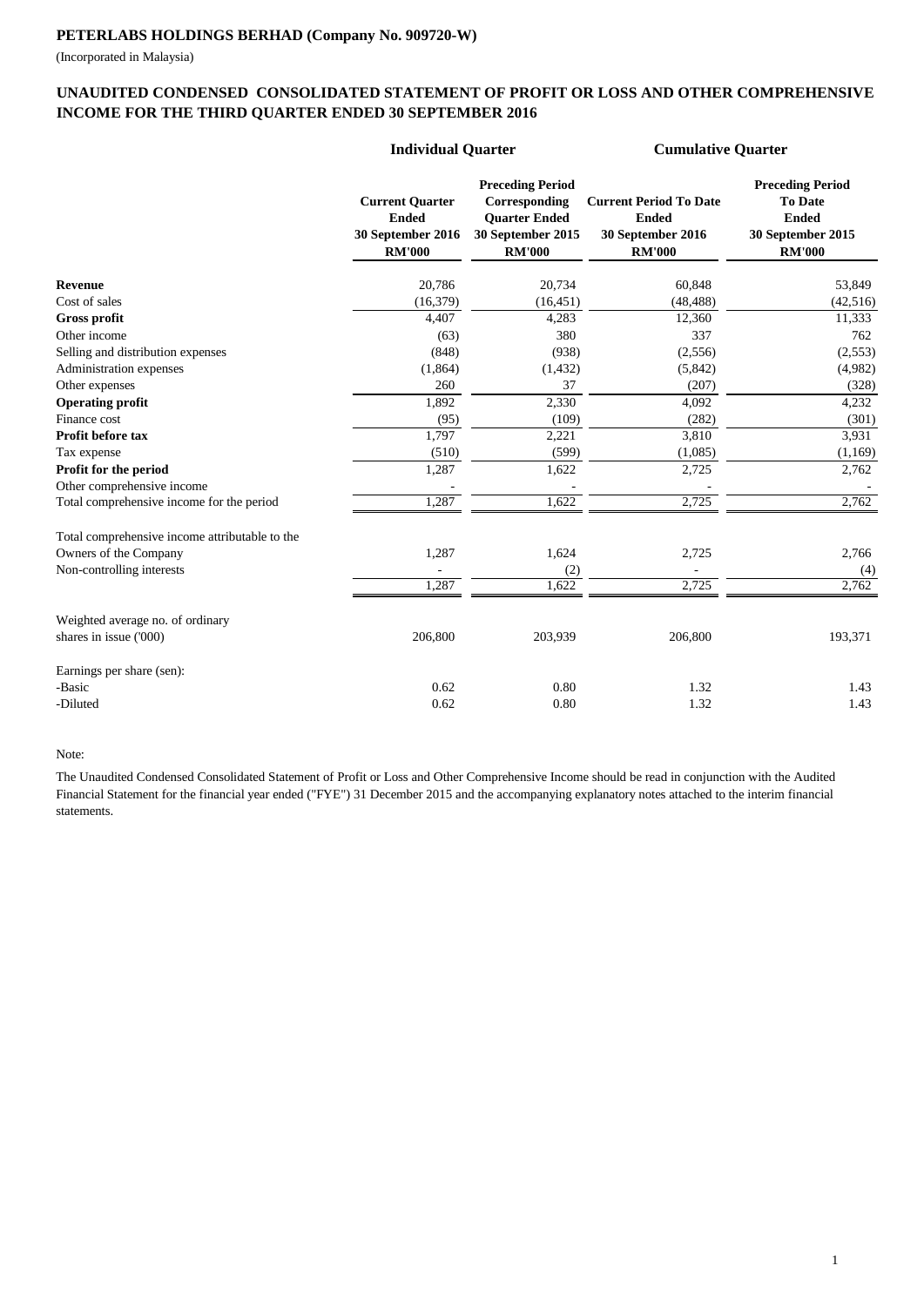**PETERLABS HOLDINGS BERHAD (Company No. 909720-W)**

(Incorporated in Malaysia)

## UNAUDITED CONDENSED CONSOLIDATED STATEMENT OF PROFIT OR LOSS AND OTHER COMPREHENSIVE INCOME FOR THE THIRD QUARTER ENDED 30 SEPTEMBER 2016

| | Individual Quarter | | Cumulative Quarter | |
|---|---|---|---|---|
| | Current Quarter Ended 30 September 2016 RM'000 | Preceding Period Corresponding Quarter Ended 30 September 2015 RM'000 | Current Period To Date Ended 30 September 2016 RM'000 | Preceding Period To Date Ended 30 September 2015 RM'000 |
| **Revenue** | 20,786 | 20,734 | 60,848 | 53,849 |
| Cost of sales | (16,379) | (16,451) | (48,488) | (42,516) |
| **Gross profit** | 4,407 | 4,283 | 12,360 | 11,333 |
| Other income | (63) | 380 | 337 | 762 |
| Selling and distribution expenses | (848) | (938) | (2,556) | (2,553) |
| Administration expenses | (1,864) | (1,432) | (5,842) | (4,982) |
| Other expenses | 260 | 37 | (207) | (328) |
| **Operating profit** | 1,892 | 2,330 | 4,092 | 4,232 |
| Finance cost | (95) | (109) | (282) | (301) |
| **Profit before tax** | 1,797 | 2,221 | 3,810 | 3,931 |
| Tax expense | (510) | (599) | (1,085) | (1,169) |
| **Profit for the period** | 1,287 | 1,622 | 2,725 | 2,762 |
| Other comprehensive income | - | - | - | - |
| Total comprehensive income for the period | 1,287 | 1,622 | 2,725 | 2,762 |
| | | | | |
| Total comprehensive income attributable to the | | | | |
| Owners of the Company | 1,287 | 1,624 | 2,725 | 2,766 |
| Non-controlling interests | - | (2) | - | (4) |
| | 1,287 | 1,622 | 2,725 | 2,762 |
| | | | | |
| Weighted average no. of ordinary shares in issue ('000) | 206,800 | 203,939 | 206,800 | 193,371 |
| | | | | |
| Earnings per share (sen): | | | | |
| -Basic | 0.62 | 0.80 | 1.32 | 1.43 |
| -Diluted | 0.62 | 0.80 | 1.32 | 1.43 |

Note:

The Unaudited Condensed Consolidated Statement of Profit or Loss and Other Comprehensive Income should be read in conjunction with the Audited Financial Statement for the financial year ended ("FYE") 31 December 2015 and the accompanying explanatory notes attached to the interim financial statements.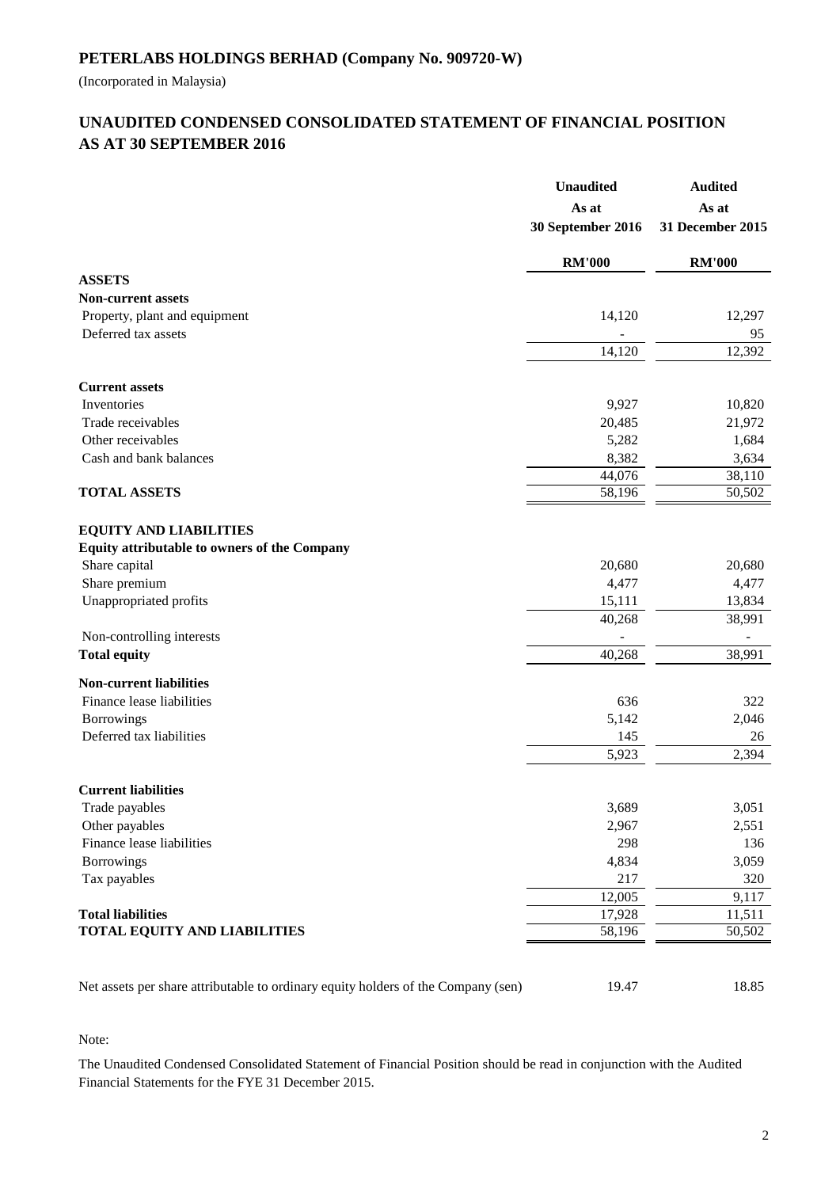## PETERLABS HOLDINGS BERHAD (Company No. 909720-W)

(Incorporated in Malaysia)

## UNAUDITED CONDENSED CONSOLIDATED STATEMENT OF FINANCIAL POSITION AS AT 30 SEPTEMBER 2016

| | Unaudited As at 30 September 2016 | Audited As at 31 December 2015 |
|---|---|---|
| | RM'000 | RM'000 |
| **ASSETS** | | |
| **Non-current assets** | | |
| Property, plant and equipment | 14,120 | 12,297 |
| Deferred tax assets | - | 95 |
| | 14,120 | 12,392 |
| **Current assets** | | |
| Inventories | 9,927 | 10,820 |
| Trade receivables | 20,485 | 21,972 |
| Other receivables | 5,282 | 1,684 |
| Cash and bank balances | 8,382 | 3,634 |
| | 44,076 | 38,110 |
| **TOTAL ASSETS** | 58,196 | 50,502 |
| **EQUITY AND LIABILITIES** | | |
| **Equity attributable to owners of the Company** | | |
| Share capital | 20,680 | 20,680 |
| Share premium | 4,477 | 4,477 |
| Unappropriated profits | 15,111 | 13,834 |
| | 40,268 | 38,991 |
| Non-controlling interests | - | - |
| **Total equity** | 40,268 | 38,991 |
| **Non-current liabilities** | | |
| Finance lease liabilities | 636 | 322 |
| Borrowings | 5,142 | 2,046 |
| Deferred tax liabilities | 145 | 26 |
| | 5,923 | 2,394 |
| **Current liabilities** | | |
| Trade payables | 3,689 | 3,051 |
| Other payables | 2,967 | 2,551 |
| Finance lease liabilities | 298 | 136 |
| Borrowings | 4,834 | 3,059 |
| Tax payables | 217 | 320 |
| | 12,005 | 9,117 |
| **Total liabilities** | 17,928 | 11,511 |
| **TOTAL EQUITY AND LIABILITIES** | 58,196 | 50,502 |
| Net assets per share attributable to ordinary equity holders of the Company (sen) | 19.47 | 18.85 |

Note:

The Unaudited Condensed Consolidated Statement of Financial Position should be read in conjunction with the Audited Financial Statements for the FYE 31 December 2015.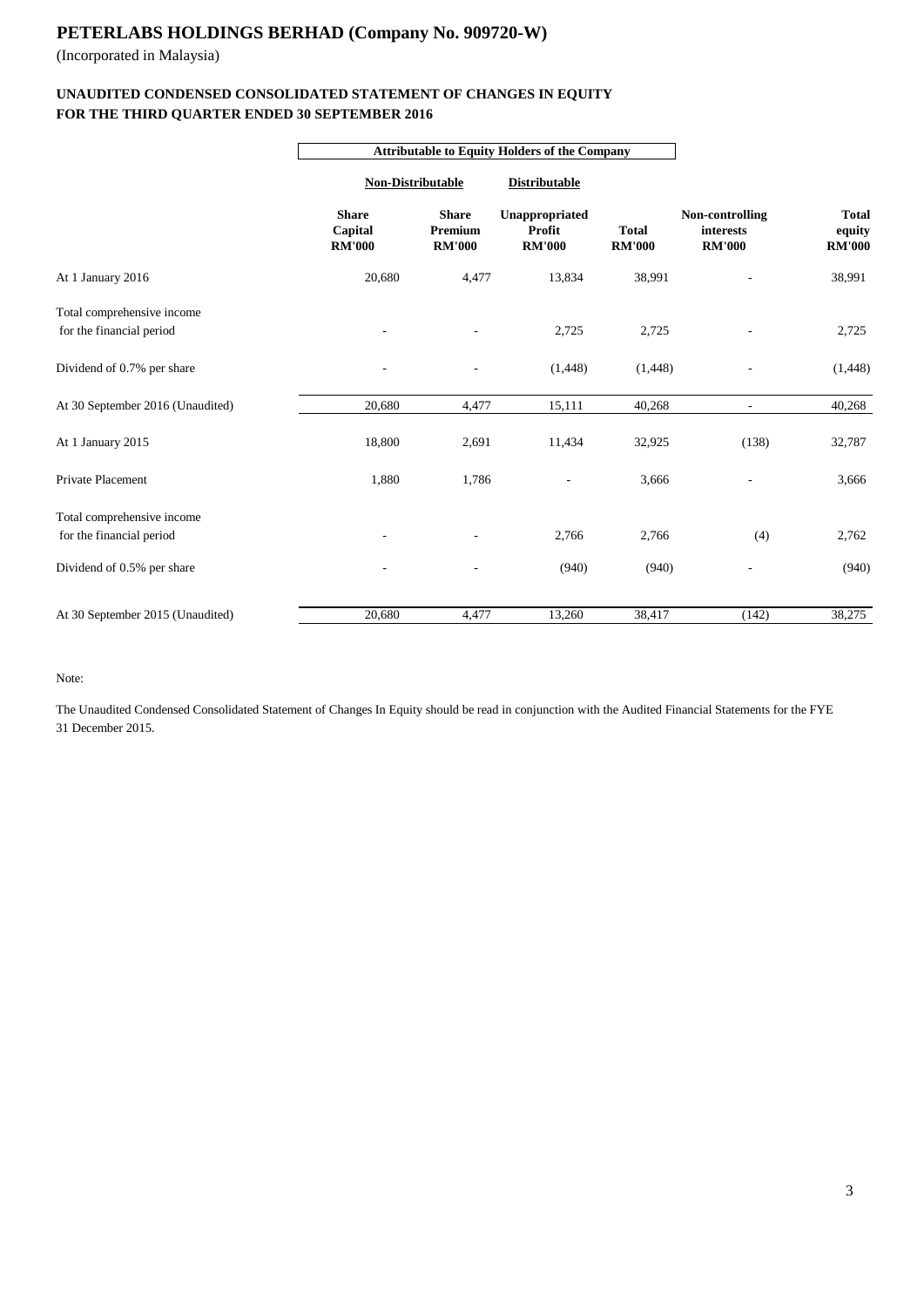# PETERLABS HOLDINGS BERHAD (Company No. 909720-W)

(Incorporated in Malaysia)

## UNAUDITED CONDENSED CONSOLIDATED STATEMENT OF CHANGES IN EQUITY FOR THE THIRD QUARTER ENDED 30 SEPTEMBER 2016

| | Attributable to Equity Holders of the Company | | | | | |
|---|---|---|---|---|---|---|
| | Non-Distributable | | Distributable | | | |
| | Share Capital RM'000 | Share Premium RM'000 | Unappropriated Profit RM'000 | Total RM'000 | Non-controlling interests RM'000 | Total equity RM'000 |
| At 1 January 2016 | 20,680 | 4,477 | 13,834 | 38,991 | - | 38,991 |
| Total comprehensive income for the financial period | - | - | 2,725 | 2,725 | - | 2,725 |
| Dividend of 0.7% per share | - | - | (1,448) | (1,448) | - | (1,448) |
| At 30 September 2016 (Unaudited) | 20,680 | 4,477 | 15,111 | 40,268 | - | 40,268 |
| At 1 January 2015 | 18,800 | 2,691 | 11,434 | 32,925 | (138) | 32,787 |
| Private Placement | 1,880 | 1,786 | - | 3,666 | - | 3,666 |
| Total comprehensive income for the financial period | - | - | 2,766 | 2,766 | (4) | 2,762 |
| Dividend of 0.5% per share | - | - | (940) | (940) | - | (940) |
| At 30 September 2015 (Unaudited) | 20,680 | 4,477 | 13,260 | 38,417 | (142) | 38,275 |

Note:

The Unaudited Condensed Consolidated Statement of Changes In Equity should be read in conjunction with the Audited Financial Statements for the FYE 31 December 2015.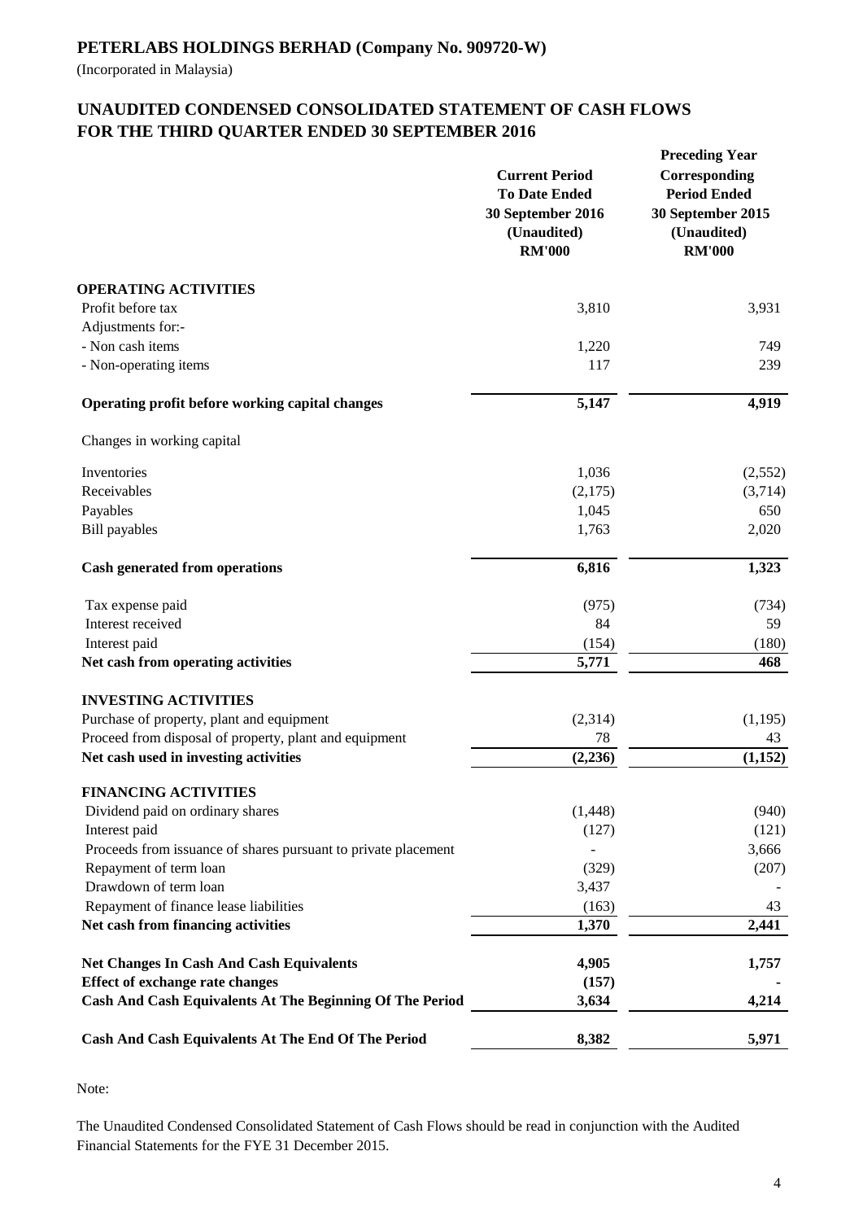**PETERLABS HOLDINGS BERHAD (Company No. 909720-W)**

(Incorporated in Malaysia)

## UNAUDITED CONDENSED CONSOLIDATED STATEMENT OF CASH FLOWS FOR THE THIRD QUARTER ENDED 30 SEPTEMBER 2016

| | Current Period To Date Ended 30 September 2016 (Unaudited) RM'000 | Preceding Year Corresponding Period Ended 30 September 2015 (Unaudited) RM'000 |
|---|---|---|
| **OPERATING ACTIVITIES** | | |
| Profit before tax | 3,810 | 3,931 |
| Adjustments for:- | | |
| - Non cash items | 1,220 | 749 |
| - Non-operating items | 117 | 239 |
| **Operating profit before working capital changes** | **5,147** | **4,919** |
| Changes in working capital | | |
| Inventories | 1,036 | (2,552) |
| Receivables | (2,175) | (3,714) |
| Payables | 1,045 | 650 |
| Bill payables | 1,763 | 2,020 |
| **Cash generated from operations** | **6,816** | **1,323** |
| Tax expense paid | (975) | (734) |
| Interest received | 84 | 59 |
| Interest paid | (154) | (180) |
| **Net cash from operating activities** | **5,771** | **468** |
| **INVESTING ACTIVITIES** | | |
| Purchase of property, plant and equipment | (2,314) | (1,195) |
| Proceed from disposal of property, plant and equipment | 78 | 43 |
| **Net cash used in investing activities** | **(2,236)** | **(1,152)** |
| **FINANCING ACTIVITIES** | | |
| Dividend paid on ordinary shares | (1,448) | (940) |
| Interest paid | (127) | (121) |
| Proceeds from issuance of shares pursuant to private placement | - | 3,666 |
| Repayment of term loan | (329) | (207) |
| Drawdown of term loan | 3,437 | - |
| Repayment of finance lease liabilities | (163) | 43 |
| **Net cash from financing activities** | **1,370** | **2,441** |
| **Net Changes In Cash And Cash Equivalents** | **4,905** | **1,757** |
| **Effect of exchange rate changes** | **(157)** | **-** |
| **Cash And Cash Equivalents At The Beginning Of The Period** | **3,634** | **4,214** |
| **Cash And Cash Equivalents At The End Of The Period** | **8,382** | **5,971** |

Note:

The Unaudited Condensed Consolidated Statement of Cash Flows should be read in conjunction with the Audited Financial Statements for the FYE 31 December 2015.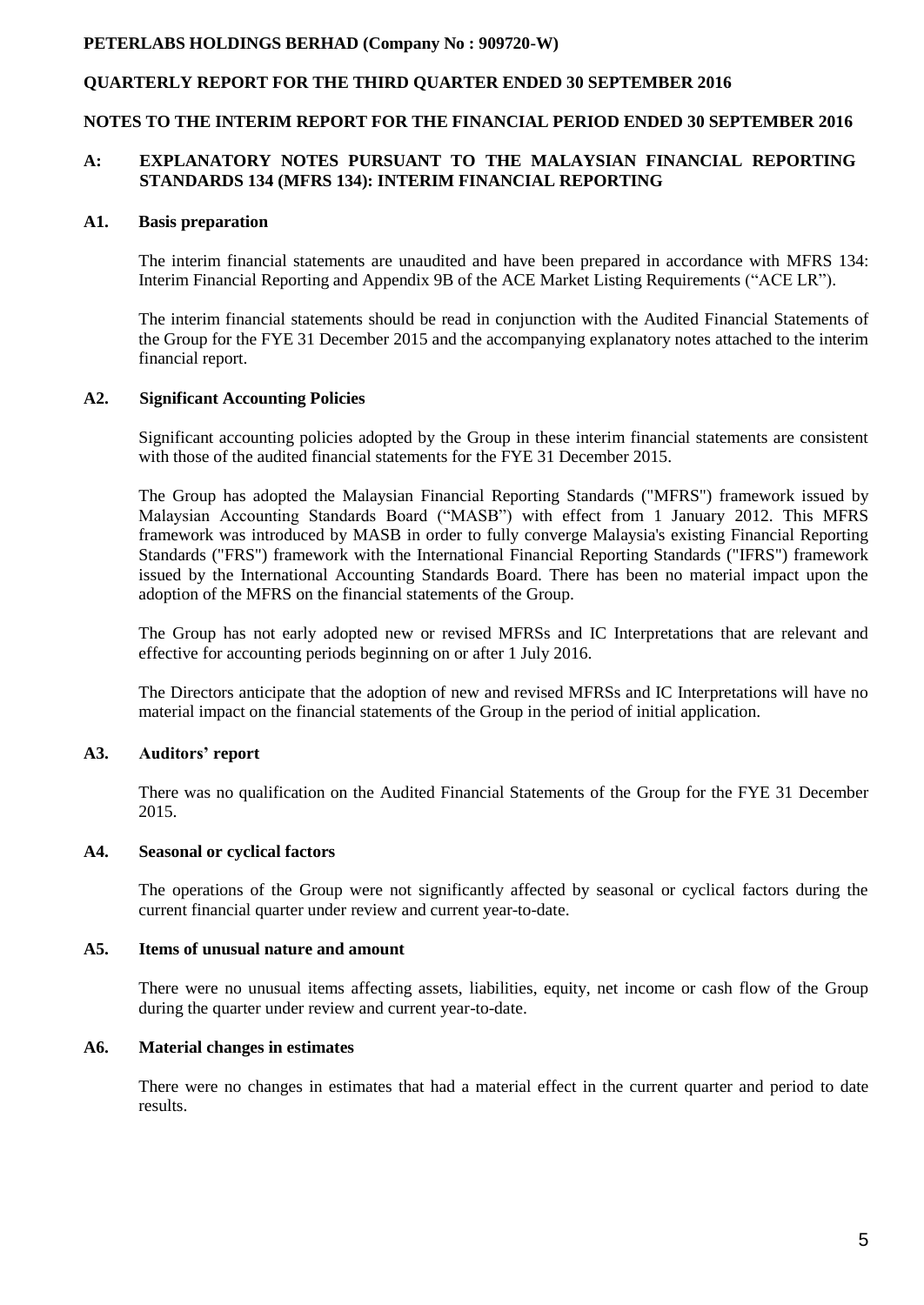**PETERLABS HOLDINGS BERHAD (Company No : 909720-W)**

**QUARTERLY REPORT FOR THE THIRD QUARTER ENDED 30 SEPTEMBER 2016**

**NOTES TO THE INTERIM REPORT FOR THE FINANCIAL PERIOD ENDED 30 SEPTEMBER 2016**

## A: EXPLANATORY NOTES PURSUANT TO THE MALAYSIAN FINANCIAL REPORTING STANDARDS 134 (MFRS 134): INTERIM FINANCIAL REPORTING

### A1. Basis preparation

The interim financial statements are unaudited and have been prepared in accordance with MFRS 134: Interim Financial Reporting and Appendix 9B of the ACE Market Listing Requirements ("ACE LR").

The interim financial statements should be read in conjunction with the Audited Financial Statements of the Group for the FYE 31 December 2015 and the accompanying explanatory notes attached to the interim financial report.

### A2. Significant Accounting Policies

Significant accounting policies adopted by the Group in these interim financial statements are consistent with those of the audited financial statements for the FYE 31 December 2015.

The Group has adopted the Malaysian Financial Reporting Standards ("MFRS") framework issued by Malaysian Accounting Standards Board ("MASB") with effect from 1 January 2012. This MFRS framework was introduced by MASB in order to fully converge Malaysia's existing Financial Reporting Standards ("FRS") framework with the International Financial Reporting Standards ("IFRS") framework issued by the International Accounting Standards Board. There has been no material impact upon the adoption of the MFRS on the financial statements of the Group.

The Group has not early adopted new or revised MFRSs and IC Interpretations that are relevant and effective for accounting periods beginning on or after 1 July 2016.

The Directors anticipate that the adoption of new and revised MFRSs and IC Interpretations will have no material impact on the financial statements of the Group in the period of initial application.

### A3. Auditors' report

There was no qualification on the Audited Financial Statements of the Group for the FYE 31 December 2015.

### A4. Seasonal or cyclical factors

The operations of the Group were not significantly affected by seasonal or cyclical factors during the current financial quarter under review and current year-to-date.

### A5. Items of unusual nature and amount

There were no unusual items affecting assets, liabilities, equity, net income or cash flow of the Group during the quarter under review and current year-to-date.

### A6. Material changes in estimates

There were no changes in estimates that had a material effect in the current quarter and period to date results.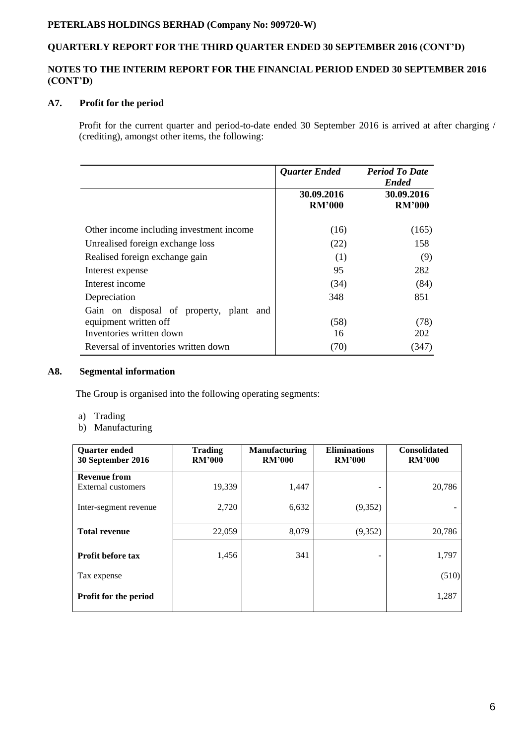**PETERLABS HOLDINGS BERHAD (Company No: 909720-W)**

**QUARTERLY REPORT FOR THE THIRD QUARTER ENDED 30 SEPTEMBER 2016 (CONT'D)**

**NOTES TO THE INTERIM REPORT FOR THE FINANCIAL PERIOD ENDED 30 SEPTEMBER 2016 (CONT'D)**

## A7. Profit for the period

Profit for the current quarter and period-to-date ended 30 September 2016 is arrived at after charging / (crediting), amongst other items, the following:

| | ***Quarter Ended*** | ***Period To Date Ended*** |
|---|---|---|
| | **30.09.2016 RM'000** | **30.09.2016 RM'000** |
| Other income including investment income | (16) | (165) |
| Unrealised foreign exchange loss | (22) | 158 |
| Realised foreign exchange gain | (1) | (9) |
| Interest expense | 95 | 282 |
| Interest income | (34) | (84) |
| Depreciation | 348 | 851 |
| Gain on disposal of property, plant and equipment written off | (58) | (78) |
| Inventories written down | 16 | 202 |
| Reversal of inventories written down | (70) | (347) |

## A8. Segmental information

The Group is organised into the following operating segments:

a) Trading
b) Manufacturing

| **Quarter ended 30 September 2016** | **Trading RM'000** | **Manufacturing RM'000** | **Eliminations RM'000** | **Consolidated RM'000** |
|---|---|---|---|---|
| **Revenue from** External customers | 19,339 | 1,447 | - | 20,786 |
| Inter-segment revenue | 2,720 | 6,632 | (9,352) | - |
| **Total revenue** | 22,059 | 8,079 | (9,352) | 20,786 |
| **Profit before tax** | 1,456 | 341 | - | 1,797 |
| Tax expense | | | | (510) |
| **Profit for the period** | | | | 1,287 |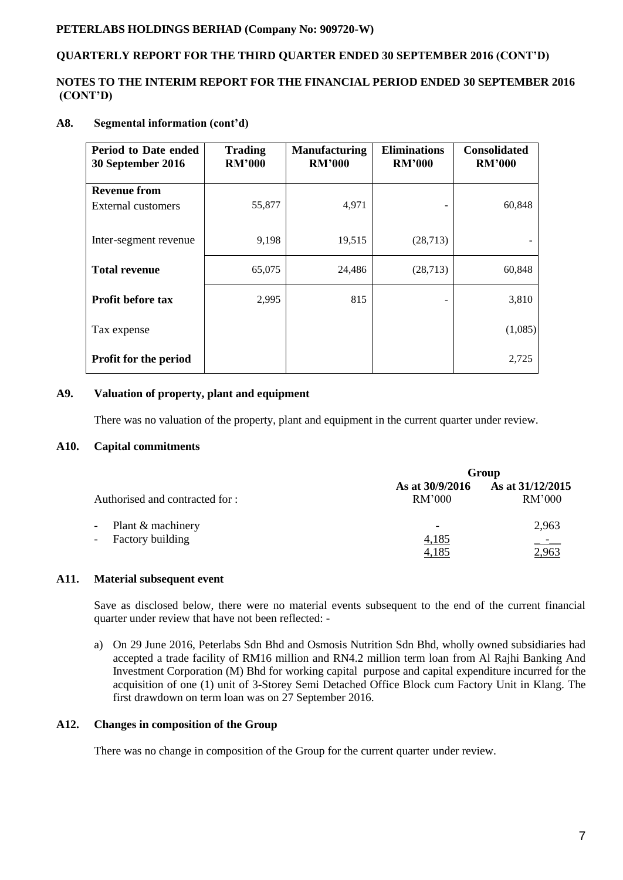**PETERLABS HOLDINGS BERHAD (Company No: 909720-W)**

**QUARTERLY REPORT FOR THE THIRD QUARTER ENDED 30 SEPTEMBER 2016 (CONT'D)**

**NOTES TO THE INTERIM REPORT FOR THE FINANCIAL PERIOD ENDED 30 SEPTEMBER 2016 (CONT'D)**

## A8. Segmental information (cont'd)

| Period to Date ended 30 September 2016 | Trading RM'000 | Manufacturing RM'000 | Eliminations RM'000 | Consolidated RM'000 |
|---|---|---|---|---|
| **Revenue from** | | | | |
| External customers | 55,877 | 4,971 | - | 60,848 |
| Inter-segment revenue | 9,198 | 19,515 | (28,713) | - |
| **Total revenue** | 65,075 | 24,486 | (28,713) | 60,848 |
| **Profit before tax** | 2,995 | 815 | - | 3,810 |
| Tax expense | | | | (1,085) |
| **Profit for the period** | | | | 2,725 |

## A9. Valuation of property, plant and equipment

There was no valuation of the property, plant and equipment in the current quarter under review.

## A10. Capital commitments

| | Group | |
|---|---|---|
| Authorised and contracted for : | As at 30/9/2016 RM'000 | As at 31/12/2015 RM'000 |
| - Plant & machinery | - | 2,963 |
| - Factory building | 4,185 | - |
| | 4,185 | 2,963 |

## A11. Material subsequent event

Save as disclosed below, there were no material events subsequent to the end of the current financial quarter under review that have not been reflected: -

a) On 29 June 2016, Peterlabs Sdn Bhd and Osmosis Nutrition Sdn Bhd, wholly owned subsidiaries had accepted a trade facility of RM16 million and RN4.2 million term loan from Al Rajhi Banking And Investment Corporation (M) Bhd for working capital purpose and capital expenditure incurred for the acquisition of one (1) unit of 3-Storey Semi Detached Office Block cum Factory Unit in Klang. The first drawdown on term loan was on 27 September 2016.

## A12. Changes in composition of the Group

There was no change in composition of the Group for the current quarter under review.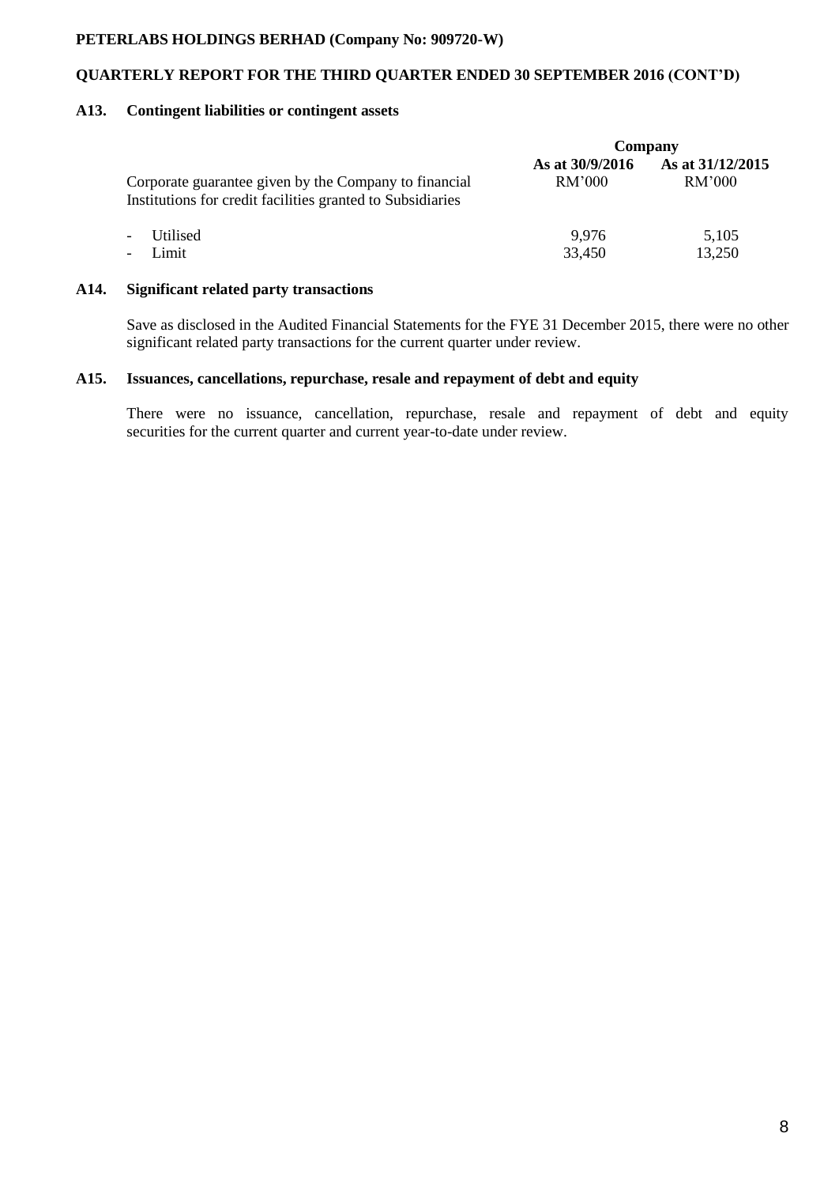### A13. Contingent liabilities or contingent assets

| | Company | |
|---|---|---|
| | As at 30/9/2016 | As at 31/12/2015 |
| Corporate guarantee given by the Company to financial Institutions for credit facilities granted to Subsidiaries | RM'000 | RM'000 |
| - Utilised | 9,976 | 5,105 |
| - Limit | 33,450 | 13,250 |

### A14. Significant related party transactions

Save as disclosed in the Audited Financial Statements for the FYE 31 December 2015, there were no other significant related party transactions for the current quarter under review.

### A15. Issuances, cancellations, repurchase, resale and repayment of debt and equity

There were no issuance, cancellation, repurchase, resale and repayment of debt and equity securities for the current quarter and current year-to-date under review.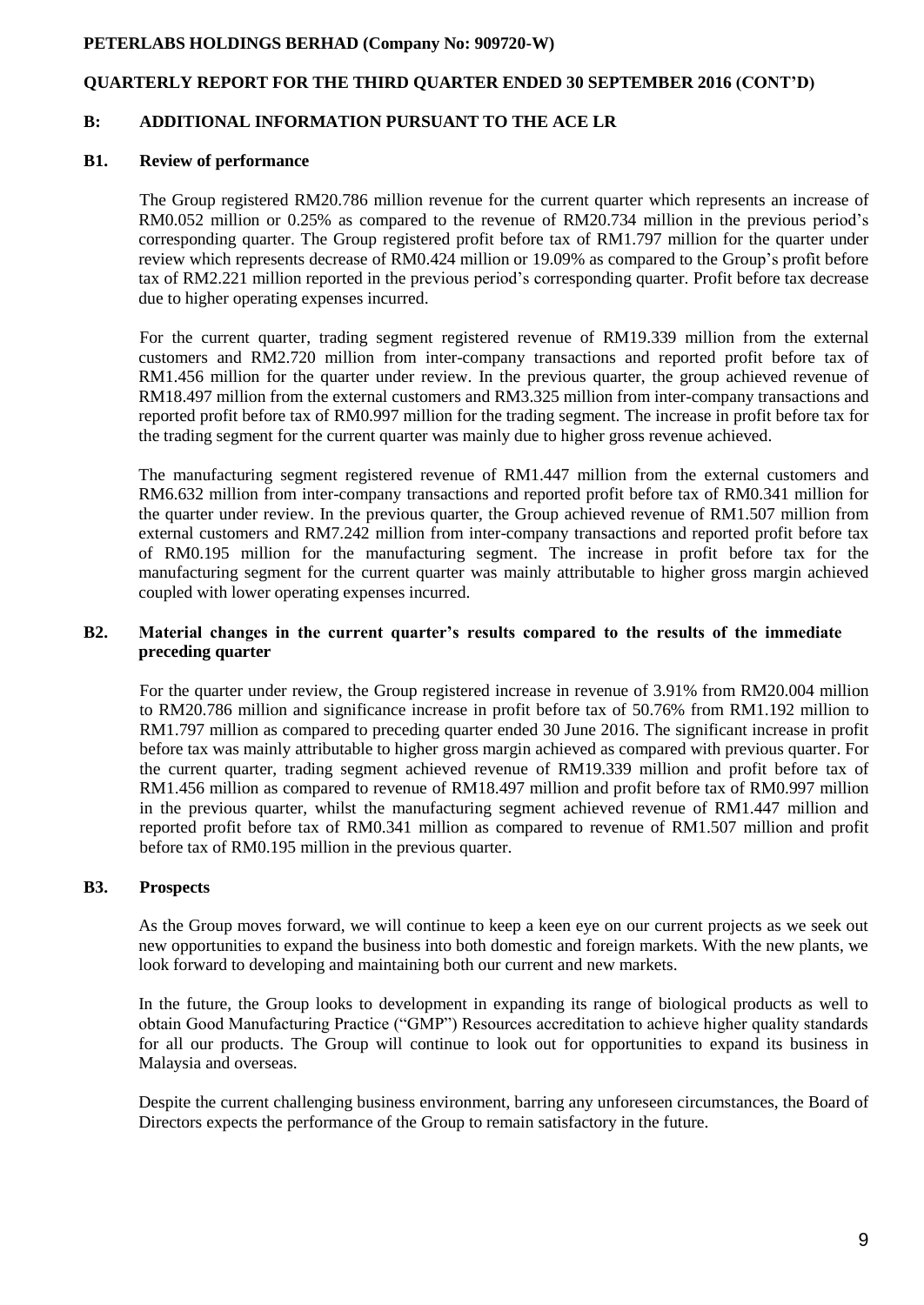**PETERLABS HOLDINGS BERHAD (Company No: 909720-W)**

**QUARTERLY REPORT FOR THE THIRD QUARTER ENDED 30 SEPTEMBER 2016 (CONT'D)**

## B: ADDITIONAL INFORMATION PURSUANT TO THE ACE LR

### B1. Review of performance

The Group registered RM20.786 million revenue for the current quarter which represents an increase of RM0.052 million or 0.25% as compared to the revenue of RM20.734 million in the previous period's corresponding quarter. The Group registered profit before tax of RM1.797 million for the quarter under review which represents decrease of RM0.424 million or 19.09% as compared to the Group's profit before tax of RM2.221 million reported in the previous period's corresponding quarter. Profit before tax decrease due to higher operating expenses incurred.

For the current quarter, trading segment registered revenue of RM19.339 million from the external customers and RM2.720 million from inter-company transactions and reported profit before tax of RM1.456 million for the quarter under review. In the previous quarter, the group achieved revenue of RM18.497 million from the external customers and RM3.325 million from inter-company transactions and reported profit before tax of RM0.997 million for the trading segment. The increase in profit before tax for the trading segment for the current quarter was mainly due to higher gross revenue achieved.

The manufacturing segment registered revenue of RM1.447 million from the external customers and RM6.632 million from inter-company transactions and reported profit before tax of RM0.341 million for the quarter under review. In the previous quarter, the Group achieved revenue of RM1.507 million from external customers and RM7.242 million from inter-company transactions and reported profit before tax of RM0.195 million for the manufacturing segment. The increase in profit before tax for the manufacturing segment for the current quarter was mainly attributable to higher gross margin achieved coupled with lower operating expenses incurred.

### B2. Material changes in the current quarter's results compared to the results of the immediate preceding quarter

For the quarter under review, the Group registered increase in revenue of 3.91% from RM20.004 million to RM20.786 million and significance increase in profit before tax of 50.76% from RM1.192 million to RM1.797 million as compared to preceding quarter ended 30 June 2016. The significant increase in profit before tax was mainly attributable to higher gross margin achieved as compared with previous quarter. For the current quarter, trading segment achieved revenue of RM19.339 million and profit before tax of RM1.456 million as compared to revenue of RM18.497 million and profit before tax of RM0.997 million in the previous quarter, whilst the manufacturing segment achieved revenue of RM1.447 million and reported profit before tax of RM0.341 million as compared to revenue of RM1.507 million and profit before tax of RM0.195 million in the previous quarter.

### B3. Prospects

As the Group moves forward, we will continue to keep a keen eye on our current projects as we seek out new opportunities to expand the business into both domestic and foreign markets. With the new plants, we look forward to developing and maintaining both our current and new markets.

In the future, the Group looks to development in expanding its range of biological products as well to obtain Good Manufacturing Practice ("GMP") Resources accreditation to achieve higher quality standards for all our products. The Group will continue to look out for opportunities to expand its business in Malaysia and overseas.

Despite the current challenging business environment, barring any unforeseen circumstances, the Board of Directors expects the performance of the Group to remain satisfactory in the future.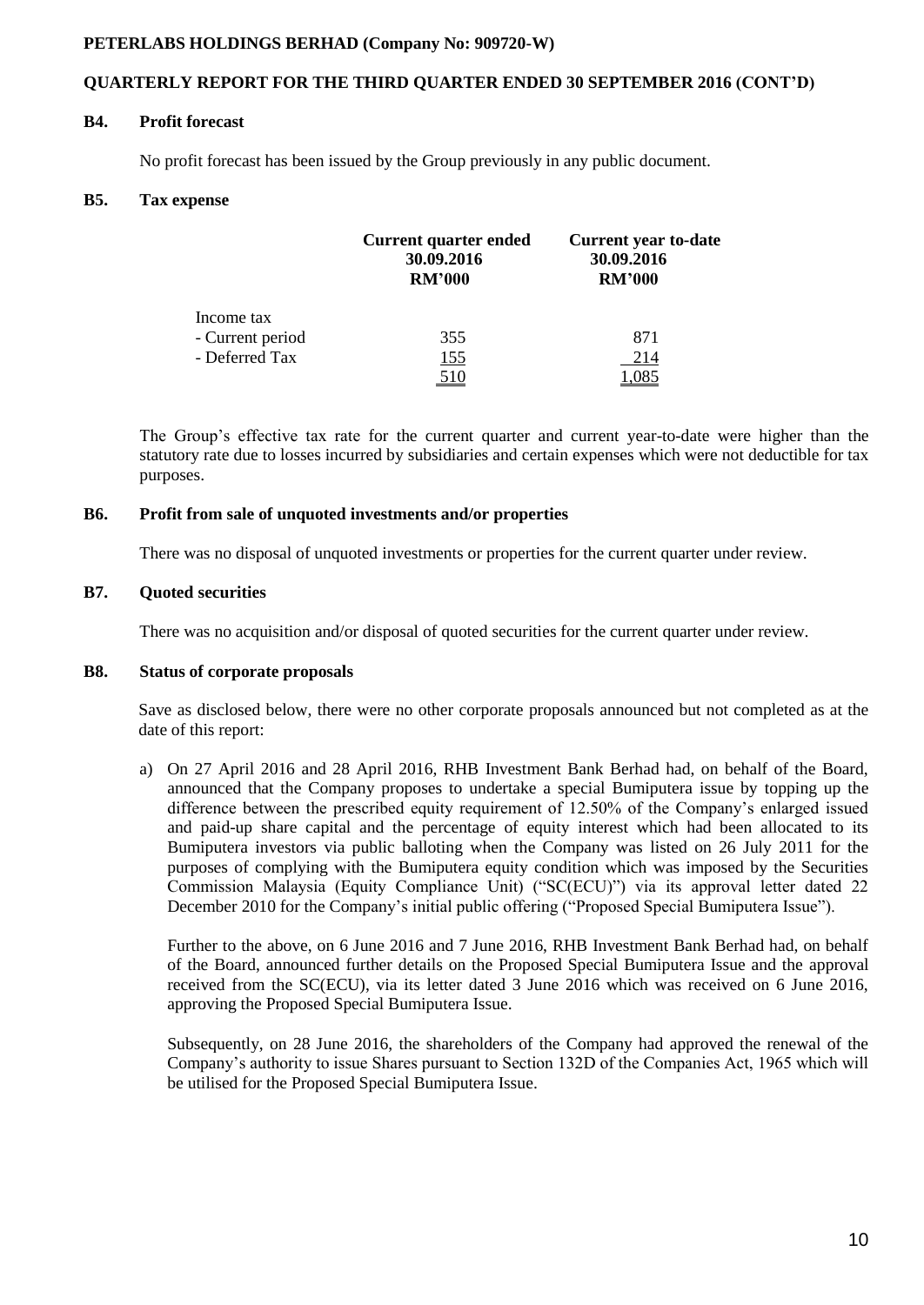### B4. Profit forecast

No profit forecast has been issued by the Group previously in any public document.

### B5. Tax expense

| | Current quarter ended 30.09.2016 RM'000 | Current year to-date 30.09.2016 RM'000 |
|---|---|---|
| Income tax | | |
| - Current period | 355 | 871 |
| - Deferred Tax | 155 | 214 |
| | 510 | 1,085 |

The Group's effective tax rate for the current quarter and current year-to-date were higher than the statutory rate due to losses incurred by subsidiaries and certain expenses which were not deductible for tax purposes.

### B6. Profit from sale of unquoted investments and/or properties

There was no disposal of unquoted investments or properties for the current quarter under review.

### B7. Quoted securities

There was no acquisition and/or disposal of quoted securities for the current quarter under review.

### B8. Status of corporate proposals

Save as disclosed below, there were no other corporate proposals announced but not completed as at the date of this report:

a) On 27 April 2016 and 28 April 2016, RHB Investment Bank Berhad had, on behalf of the Board, announced that the Company proposes to undertake a special Bumiputera issue by topping up the difference between the prescribed equity requirement of 12.50% of the Company's enlarged issued and paid-up share capital and the percentage of equity interest which had been allocated to its Bumiputera investors via public balloting when the Company was listed on 26 July 2011 for the purposes of complying with the Bumiputera equity condition which was imposed by the Securities Commission Malaysia (Equity Compliance Unit) ("SC(ECU)") via its approval letter dated 22 December 2010 for the Company's initial public offering ("Proposed Special Bumiputera Issue").

   Further to the above, on 6 June 2016 and 7 June 2016, RHB Investment Bank Berhad had, on behalf of the Board, announced further details on the Proposed Special Bumiputera Issue and the approval received from the SC(ECU), via its letter dated 3 June 2016 which was received on 6 June 2016, approving the Proposed Special Bumiputera Issue.

   Subsequently, on 28 June 2016, the shareholders of the Company had approved the renewal of the Company's authority to issue Shares pursuant to Section 132D of the Companies Act, 1965 which will be utilised for the Proposed Special Bumiputera Issue.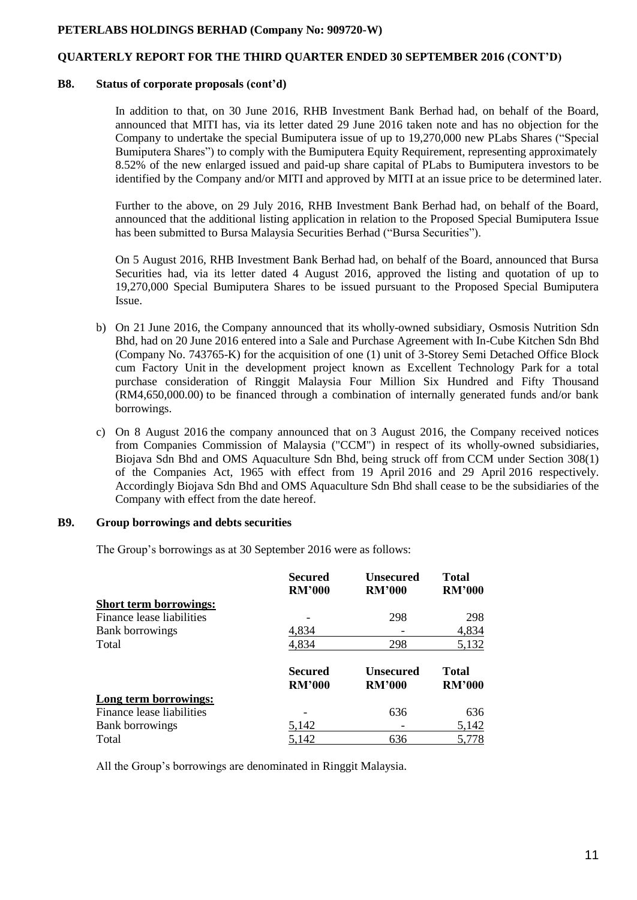**PETERLABS HOLDINGS BERHAD (Company No: 909720-W)**

**QUARTERLY REPORT FOR THE THIRD QUARTER ENDED 30 SEPTEMBER 2016 (CONT'D)**

**B8. Status of corporate proposals (cont'd)**

In addition to that, on 30 June 2016, RHB Investment Bank Berhad had, on behalf of the Board, announced that MITI has, via its letter dated 29 June 2016 taken note and has no objection for the Company to undertake the special Bumiputera issue of up to 19,270,000 new PLabs Shares ("Special Bumiputera Shares") to comply with the Bumiputera Equity Requirement, representing approximately 8.52% of the new enlarged issued and paid-up share capital of PLabs to Bumiputera investors to be identified by the Company and/or MITI and approved by MITI at an issue price to be determined later.

Further to the above, on 29 July 2016, RHB Investment Bank Berhad had, on behalf of the Board, announced that the additional listing application in relation to the Proposed Special Bumiputera Issue has been submitted to Bursa Malaysia Securities Berhad ("Bursa Securities").

On 5 August 2016, RHB Investment Bank Berhad had, on behalf of the Board, announced that Bursa Securities had, via its letter dated 4 August 2016, approved the listing and quotation of up to 19,270,000 Special Bumiputera Shares to be issued pursuant to the Proposed Special Bumiputera Issue.

b) On 21 June 2016, the Company announced that its wholly-owned subsidiary, Osmosis Nutrition Sdn Bhd, had on 20 June 2016 entered into a Sale and Purchase Agreement with In-Cube Kitchen Sdn Bhd (Company No. 743765-K) for the acquisition of one (1) unit of 3-Storey Semi Detached Office Block cum Factory Unit in the development project known as Excellent Technology Park for a total purchase consideration of Ringgit Malaysia Four Million Six Hundred and Fifty Thousand (RM4,650,000.00) to be financed through a combination of internally generated funds and/or bank borrowings.

c) On 8 August 2016 the company announced that on 3 August 2016, the Company received notices from Companies Commission of Malaysia ("CCM") in respect of its wholly-owned subsidiaries, Biojava Sdn Bhd and OMS Aquaculture Sdn Bhd, being struck off from CCM under Section 308(1) of the Companies Act, 1965 with effect from 19 April 2016 and 29 April 2016 respectively. Accordingly Biojava Sdn Bhd and OMS Aquaculture Sdn Bhd shall cease to be the subsidiaries of the Company with effect from the date hereof.

**B9. Group borrowings and debts securities**

The Group's borrowings as at 30 September 2016 were as follows:

| | Secured RM'000 | Unsecured RM'000 | Total RM'000 |
|---|---|---|---|
| **Short term borrowings:** | | | |
| Finance lease liabilities | - | 298 | 298 |
| Bank borrowings | 4,834 | - | 4,834 |
| Total | 4,834 | 298 | 5,132 |

| | Secured RM'000 | Unsecured RM'000 | Total RM'000 |
|---|---|---|---|
| **Long term borrowings:** | | | |
| Finance lease liabilities | - | 636 | 636 |
| Bank borrowings | 5,142 | - | 5,142 |
| Total | 5,142 | 636 | 5,778 |

All the Group's borrowings are denominated in Ringgit Malaysia.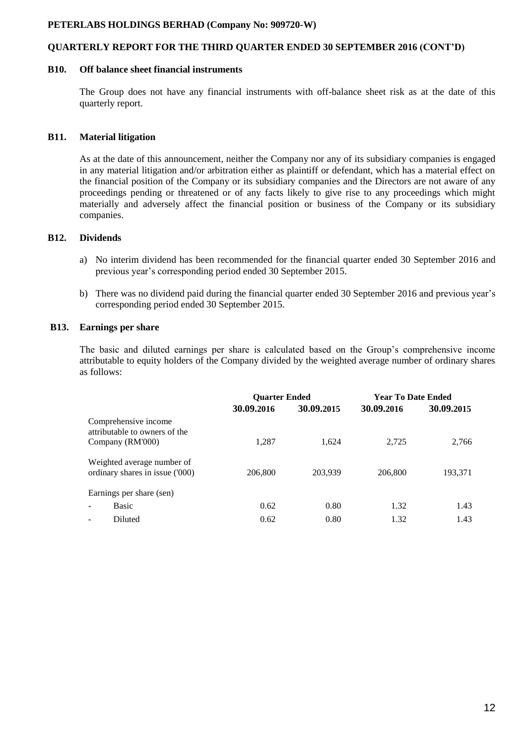**PETERLABS HOLDINGS BERHAD (Company No: 909720-W)**

**QUARTERLY REPORT FOR THE THIRD QUARTER ENDED 30 SEPTEMBER 2016 (CONT'D)**

## B10. Off balance sheet financial instruments

The Group does not have any financial instruments with off-balance sheet risk as at the date of this quarterly report.

## B11. Material litigation

As at the date of this announcement, neither the Company nor any of its subsidiary companies is engaged in any material litigation and/or arbitration either as plaintiff or defendant, which has a material effect on the financial position of the Company or its subsidiary companies and the Directors are not aware of any proceedings pending or threatened or of any facts likely to give rise to any proceedings which might materially and adversely affect the financial position or business of the Company or its subsidiary companies.

## B12. Dividends

a) No interim dividend has been recommended for the financial quarter ended 30 September 2016 and previous year's corresponding period ended 30 September 2015.

b) There was no dividend paid during the financial quarter ended 30 September 2016 and previous year's corresponding period ended 30 September 2015.

## B13. Earnings per share

The basic and diluted earnings per share is calculated based on the Group's comprehensive income attributable to equity holders of the Company divided by the weighted average number of ordinary shares as follows:

| | Quarter Ended | | Year To Date Ended | |
|---|---|---|---|---|
| | **30.09.2016** | **30.09.2015** | **30.09.2016** | **30.09.2015** |
| Comprehensive income attributable to owners of the Company (RM'000) | 1,287 | 1,624 | 2,725 | 2,766 |
| Weighted average number of ordinary shares in issue ('000) | 206,800 | 203,939 | 206,800 | 193,371 |
| Earnings per share (sen) | | | | |
| - Basic | 0.62 | 0.80 | 1.32 | 1.43 |
| - Diluted | 0.62 | 0.80 | 1.32 | 1.43 |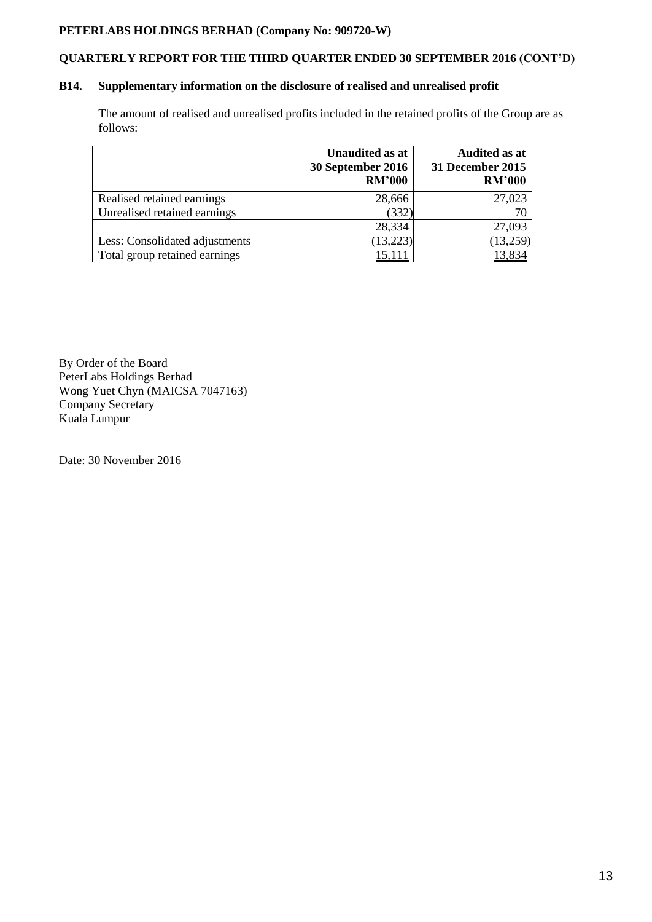### B14. Supplementary information on the disclosure of realised and unrealised profit

The amount of realised and unrealised profits included in the retained profits of the Group are as follows:

| | Unaudited as at 30 September 2016 RM'000 | Audited as at 31 December 2015 RM'000 |
|---|---|---|
| Realised retained earnings | 28,666 | 27,023 |
| Unrealised retained earnings | (332) | 70 |
| | 28,334 | 27,093 |
| Less: Consolidated adjustments | (13,223) | (13,259) |
| Total group retained earnings | 15,111 | 13,834 |

By Order of the Board
PeterLabs Holdings Berhad
Wong Yuet Chyn (MAICSA 7047163)
Company Secretary
Kuala Lumpur

Date: 30 November 2016